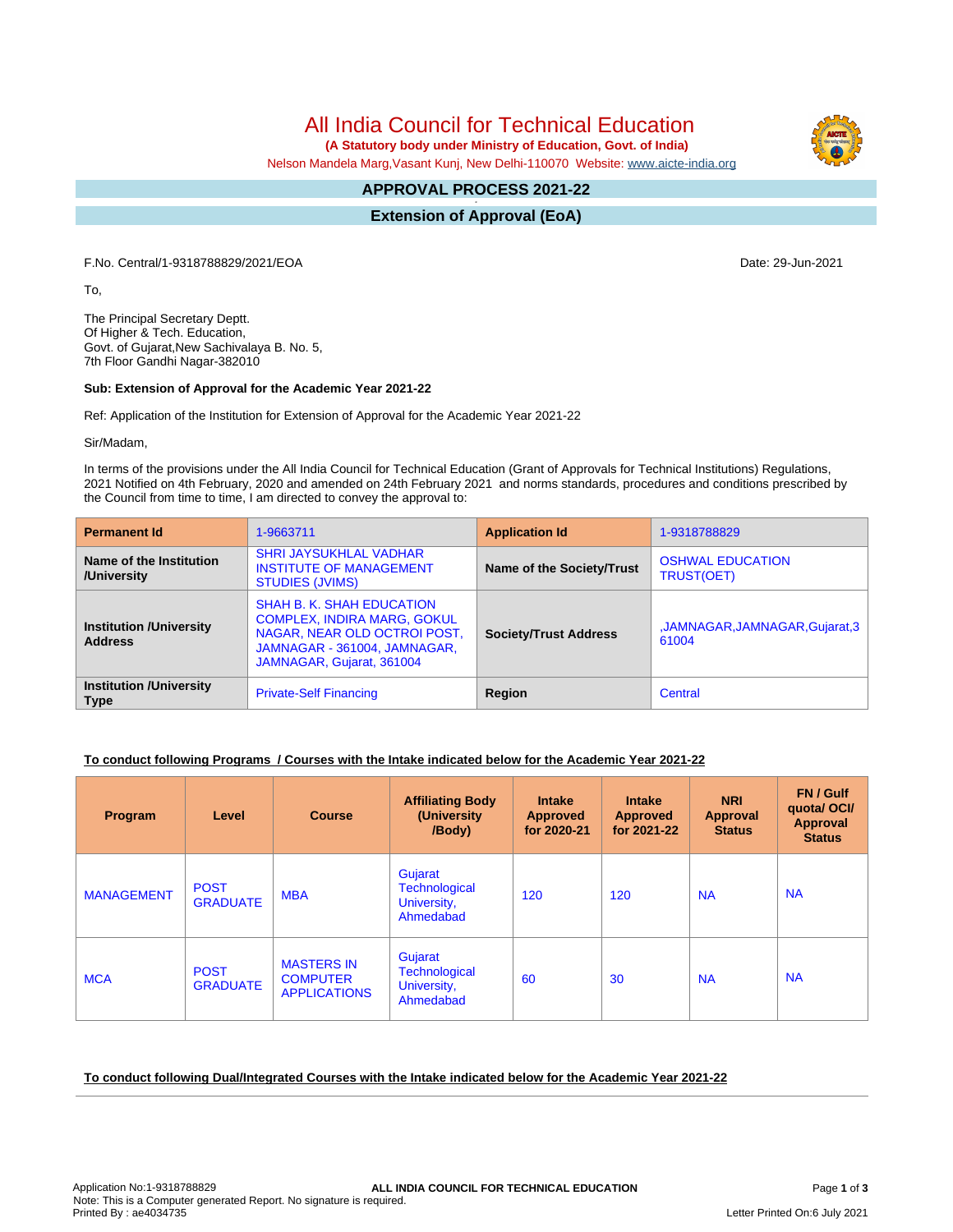# All India Council for Technical Education

**(A Statutory body under Ministry of Education, Govt. of India)**

Nelson Mandela Marg,Vasant Kunj, New Delhi-110070 Website: www.aicte-india.org

## APPROVAL PROCESS 2021-22

## Extension of Approval (EoA)

F.No. Central/1-9318788829/2021/EOA

Date: 29-Jun-2021

To,

The Principal Secretary Deptt.
Of Higher & Tech. Education,
Govt. of Gujarat,New Sachivalaya B. No. 5,
7th Floor Gandhi Nagar-382010

**Sub: Extension of Approval for the Academic Year 2021-22**

Ref: Application of the Institution for Extension of Approval for the Academic Year 2021-22

Sir/Madam,

In terms of the provisions under the All India Council for Technical Education (Grant of Approvals for Technical Institutions) Regulations, 2021 Notified on 4th February, 2020 and amended on 24th February 2021 and norms standards, procedures and conditions prescribed by the Council from time to time, I am directed to convey the approval to:

| | | | |
|---|---|---|---|
| **Permanent Id** | 1-9663711 | **Application Id** | 1-9318788829 |
| **Name of the Institution /University** | SHRI JAYSUKHLAL VADHAR INSTITUTE OF MANAGEMENT STUDIES (JVIMS) | **Name of the Society/Trust** | OSHWAL EDUCATION TRUST(OET) |
| **Institution /University Address** | SHAH B. K. SHAH EDUCATION COMPLEX, INDIRA MARG, GOKUL NAGAR, NEAR OLD OCTROI POST, JAMNAGAR - 361004, JAMNAGAR, JAMNAGAR, Gujarat, 361004 | **Society/Trust Address** | ,JAMNAGAR,JAMNAGAR,Gujarat,361004 |
| **Institution /University Type** | Private-Self Financing | **Region** | Central |

**To conduct following Programs / Courses with the Intake indicated below for the Academic Year 2021-22**

| Program | Level | Course | Affiliating Body (University /Body) | Intake Approved for 2020-21 | Intake Approved for 2021-22 | NRI Approval Status | FN / Gulf quota/ OCI/ Approval Status |
|---|---|---|---|---|---|---|---|
| MANAGEMENT | POST GRADUATE | MBA | Gujarat Technological University, Ahmedabad | 120 | 120 | NA | NA |
| MCA | POST GRADUATE | MASTERS IN COMPUTER APPLICATIONS | Gujarat Technological University, Ahmedabad | 60 | 30 | NA | NA |

**To conduct following Dual/Integrated Courses with the Intake indicated below for the Academic Year 2021-22**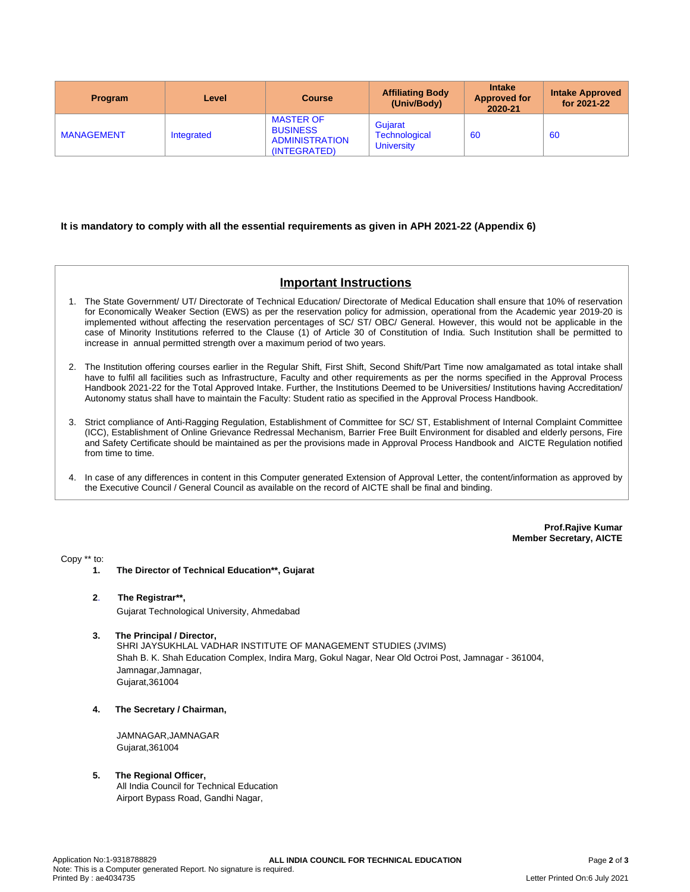| Program | Level | Course | Affiliating Body (Univ/Body) | Intake Approved for 2020-21 | Intake Approved for 2021-22 |
|---|---|---|---|---|---|
| MANAGEMENT | Integrated | MASTER OF BUSINESS ADMINISTRATION (INTEGRATED) | Gujarat Technological University | 60 | 60 |

**It is mandatory to comply with all the essential requirements as given in APH 2021-22 (Appendix 6)**

## Important Instructions

1. The State Government/ UT/ Directorate of Technical Education/ Directorate of Medical Education shall ensure that 10% of reservation for Economically Weaker Section (EWS) as per the reservation policy for admission, operational from the Academic year 2019-20 is implemented without affecting the reservation percentages of SC/ ST/ OBC/ General. However, this would not be applicable in the case of Minority Institutions referred to the Clause (1) of Article 30 of Constitution of India. Such Institution shall be permitted to increase in annual permitted strength over a maximum period of two years.

2. The Institution offering courses earlier in the Regular Shift, First Shift, Second Shift/Part Time now amalgamated as total intake shall have to fulfil all facilities such as Infrastructure, Faculty and other requirements as per the norms specified in the Approval Process Handbook 2021-22 for the Total Approved Intake. Further, the Institutions Deemed to be Universities/ Institutions having Accreditation/ Autonomy status shall have to maintain the Faculty: Student ratio as specified in the Approval Process Handbook.

3. Strict compliance of Anti-Ragging Regulation, Establishment of Committee for SC/ ST, Establishment of Internal Complaint Committee (ICC), Establishment of Online Grievance Redressal Mechanism, Barrier Free Built Environment for disabled and elderly persons, Fire and Safety Certificate should be maintained as per the provisions made in Approval Process Handbook and AICTE Regulation notified from time to time.

4. In case of any differences in content in this Computer generated Extension of Approval Letter, the content/information as approved by the Executive Council / General Council as available on the record of AICTE shall be final and binding.

**Prof.Rajive Kumar**
**Member Secretary, AICTE**

Copy ** to:

1. **The Director of Technical Education**, Gujarat**

2. **The Registrar**,**
Gujarat Technological University, Ahmedabad

3. **The Principal / Director,**
SHRI JAYSUKHLAL VADHAR INSTITUTE OF MANAGEMENT STUDIES (JVIMS)
Shah B. K. Shah Education Complex, Indira Marg, Gokul Nagar, Near Old Octroi Post, Jamnagar - 361004,
Jamnagar,Jamnagar,
Gujarat,361004

4. **The Secretary / Chairman,**

JAMNAGAR,JAMNAGAR
Gujarat,361004

5. **The Regional Officer,**
All India Council for Technical Education
Airport Bypass Road, Gandhi Nagar,

Application No:1-9318788829
Note: This is a Computer generated Report. No signature is required.
Printed By : ae4034735
Letter Printed On:6 July 2021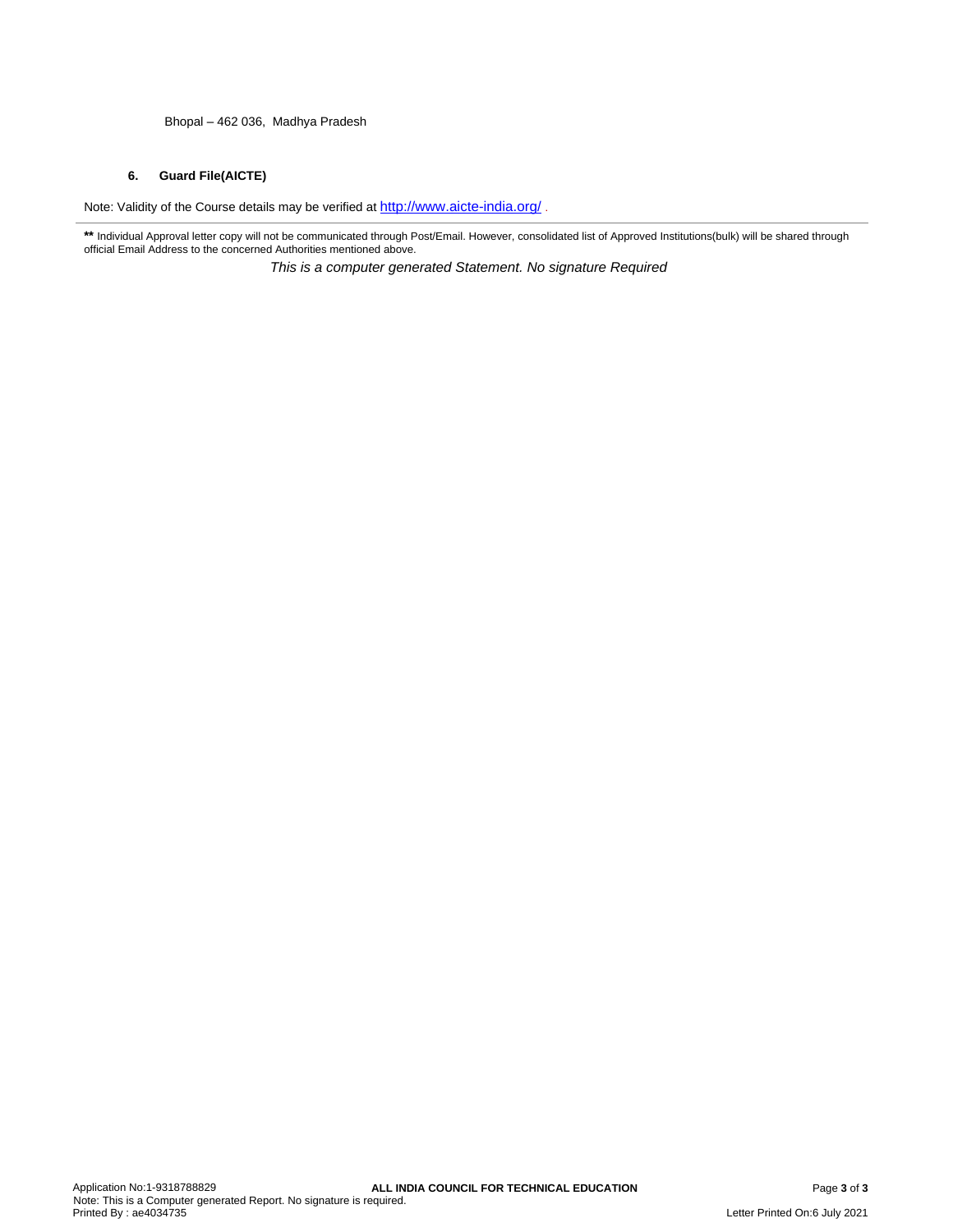Bhopal – 462 036, Madhya Pradesh

6. **Guard File(AICTE)**

Note: Validity of the Course details may be verified at http://www.aicte-india.org/ .

---

** Individual Approval letter copy will not be communicated through Post/Email. However, consolidated list of Approved Institutions(bulk) will be shared through official Email Address to the concerned Authorities mentioned above.

*This is a computer generated Statement. No signature Required*